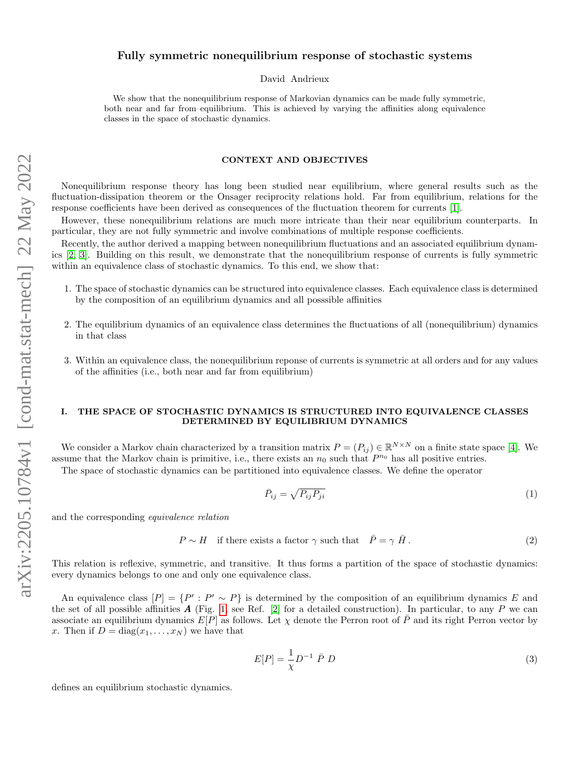# Fully symmetric nonequilibrium response of stochastic systems

David Andrieux

We show that the nonequilibrium response of Markovian dynamics can be made fully symmetric, both near and far from equilibrium. This is achieved by varying the affinities along equivalence classes in the space of stochastic dynamics.

## CONTEXT AND OBJECTIVES

Nonequilibrium response theory has long been studied near equilibrium, where general results such as the fluctuation-dissipation theorem or the Onsager reciprocity relations hold. Far from equilibrium, relations for the response coefficients have been derived as consequences of the fluctuation theorem for currents [1].

However, these nonequilibrium relations are much more intricate than their near equilibrium counterparts. In particular, they are not fully symmetric and involve combinations of multiple response coefficients.

Recently, the author derived a mapping between nonequilibrium fluctuations and an associated equilibrium dynamics [2, 3]. Building on this result, we demonstrate that the nonequilibrium response of currents is fully symmetric within an equivalence class of stochastic dynamics. To this end, we show that:

1. The space of stochastic dynamics can be structured into equivalence classes. Each equivalence class is determined by the composition of an equilibrium dynamics and all posssible affinities
2. The equilibrium dynamics of an equivalence class determines the fluctuations of all (nonequilibrium) dynamics in that class
3. Within an equivalence class, the nonequilibrium reponse of currents is symmetric at all orders and for any values of the affinities (i.e., both near and far from equilibrium)

## I. THE SPACE OF STOCHASTIC DYNAMICS IS STRUCTURED INTO EQUIVALENCE CLASSES DETERMINED BY EQUILIBRIUM DYNAMICS

We consider a Markov chain characterized by a transition matrix $P = (P_{ij}) \in \mathbb{R}^{N\times N}$ on a finite state space [4]. We assume that the Markov chain is primitive, i.e., there exists an $n_0$ such that $P^{n_0}$ has all positive entries.

The space of stochastic dynamics can be partitioned into equivalence classes. We define the operator

$$\bar{P}_{ij} = \sqrt{P_{ij}P_{ji}} \tag{1}$$

and the corresponding *equivalence relation*

$$P \sim H \quad \text{if there exists a factor } \gamma \text{ such that} \quad \bar{P} = \gamma\, \bar{H}\,. \tag{2}$$

This relation is reflexive, symmetric, and transitive. It thus forms a partition of the space of stochastic dynamics: every dynamics belongs to one and only one equivalence class.

An equivalence class $[P] = \{P' : P' \sim P\}$ is determined by the composition of an equilibrium dynamics $E$ and the set of all possible affinities $\boldsymbol{A}$ (Fig. 1, see Ref. [2] for a detailed construction). In particular, to any $P$ we can associate an equilibrium dynamics $E[P]$ as follows. Let $\chi$ denote the Perron root of $\bar{P}$ and its right Perron vector by $x$. Then if $D = \text{diag}(x_1, \dots, x_N)$ we have that

$$E[P] = \frac{1}{\chi} D^{-1}\ \bar{P}\ D \tag{3}$$

defines an equilibrium stochastic dynamics.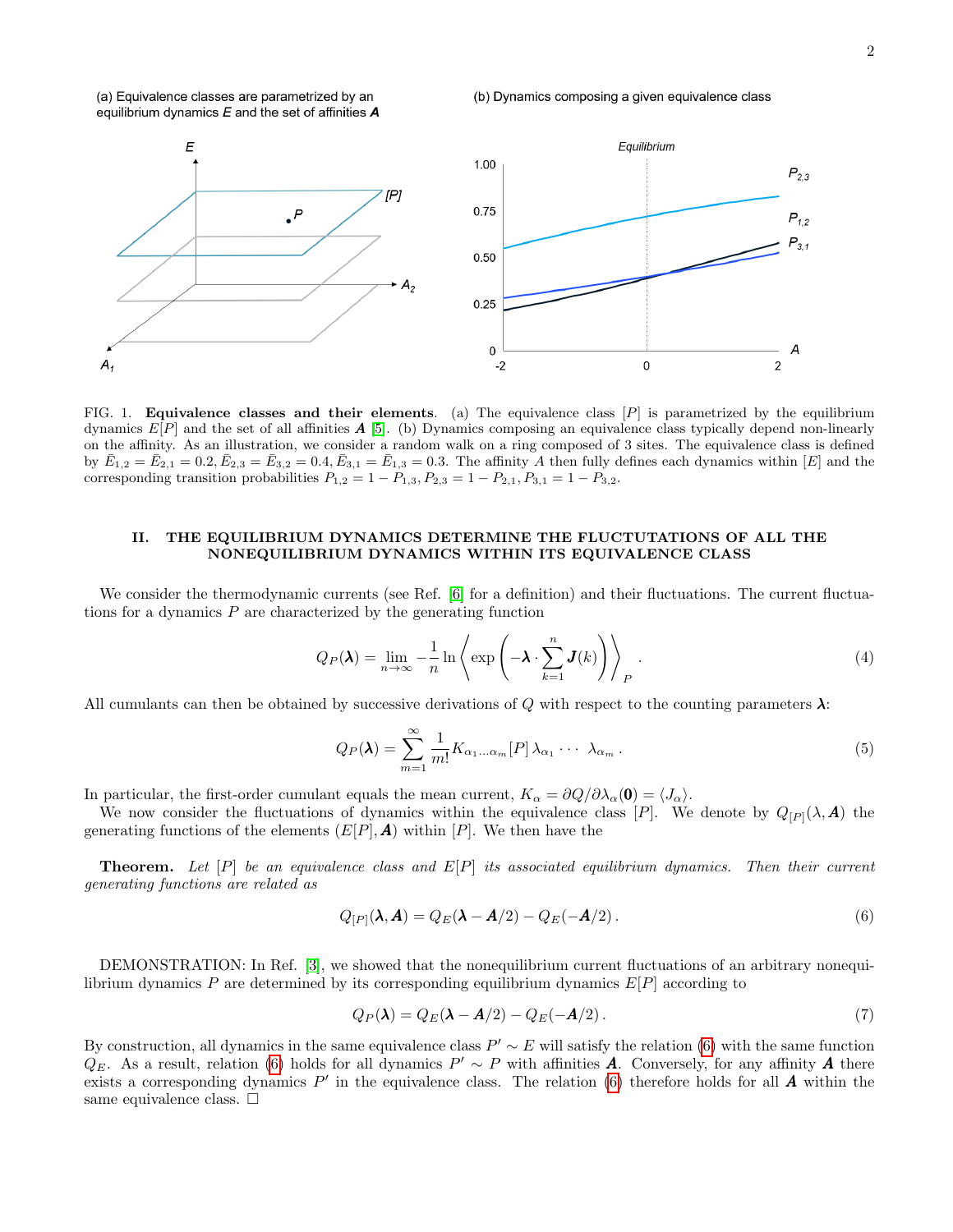FIG. 1. **Equivalence classes and their elements**. (a) The equivalence class $[P]$ is parametrized by the equilibrium dynamics $E[P]$ and the set of all affinities $\boldsymbol{A}$ [5]. (b) Dynamics composing an equivalence class typically depend non-linearly on the affinity. As an illustration, we consider a random walk on a ring composed of 3 sites. The equivalence class is defined by $\bar{E}_{1,2} = \bar{E}_{2,1} = 0.2, \bar{E}_{2,3} = \bar{E}_{3,2} = 0.4, \bar{E}_{3,1} = \bar{E}_{1,3} = 0.3$. The affinity $A$ then fully defines each dynamics within $[E]$ and the corresponding transition probabilities $P_{1,2} = 1 - P_{1,3}, P_{2,3} = 1 - P_{2,1}, P_{3,1} = 1 - P_{3,2}$.

## II. THE EQUILIBRIUM DYNAMICS DETERMINE THE FLUCTUTATIONS OF ALL THE NONEQUILIBRIUM DYNAMICS WITHIN ITS EQUIVALENCE CLASS

We consider the thermodynamic currents (see Ref. [6] for a definition) and their fluctuations. The current fluctuations for a dynamics $P$ are characterized by the generating function

$$Q_P(\boldsymbol{\lambda}) = \lim_{n\to\infty} -\frac{1}{n} \ln \left\langle \exp\left(-\boldsymbol{\lambda} \cdot \sum_{k=1}^{n} \boldsymbol{J}(k)\right)\right\rangle_P . \tag{4}$$

All cumulants can then be obtained by successive derivations of $Q$ with respect to the counting parameters $\boldsymbol{\lambda}$:

$$Q_P(\boldsymbol{\lambda}) = \sum_{m=1}^{\infty} \frac{1}{m!} K_{\alpha_1\ldots\alpha_m}[P]\, \lambda_{\alpha_1} \cdots\ \lambda_{\alpha_m} . \tag{5}$$

In particular, the first-order cumulant equals the mean current, $K_\alpha = \partial Q/\partial\lambda_\alpha(\mathbf{0}) = \langle J_\alpha \rangle$.

We now consider the fluctuations of dynamics within the equivalence class $[P]$. We denote by $Q_{[P]}(\lambda, \boldsymbol{A})$ the generating functions of the elements $(E[P], \boldsymbol{A})$ within $[P]$. We then have the

**Theorem.** *Let $[P]$ be an equivalence class and $E[P]$ its associated equilibrium dynamics. Then their current generating functions are related as*

$$Q_{[P]}(\boldsymbol{\lambda}, \boldsymbol{A}) = Q_E(\boldsymbol{\lambda} - \boldsymbol{A}/2) - Q_E(-\boldsymbol{A}/2) . \tag{6}$$

DEMONSTRATION: In Ref. [3], we showed that the nonequilibrium current fluctuations of an arbitrary nonequilibrium dynamics $P$ are determined by its corresponding equilibrium dynamics $E[P]$ according to

$$Q_P(\boldsymbol{\lambda}) = Q_E(\boldsymbol{\lambda} - \boldsymbol{A}/2) - Q_E(-\boldsymbol{A}/2) . \tag{7}$$

By construction, all dynamics in the same equivalence class $P' \sim E$ will satisfy the relation (6) with the same function $Q_E$. As a result, relation (6) holds for all dynamics $P' \sim P$ with affinities $\boldsymbol{A}$. Conversely, for any affinity $\boldsymbol{A}$ there exists a corresponding dynamics $P'$ in the equivalence class. The relation (6) therefore holds for all $\boldsymbol{A}$ within the same equivalence class. □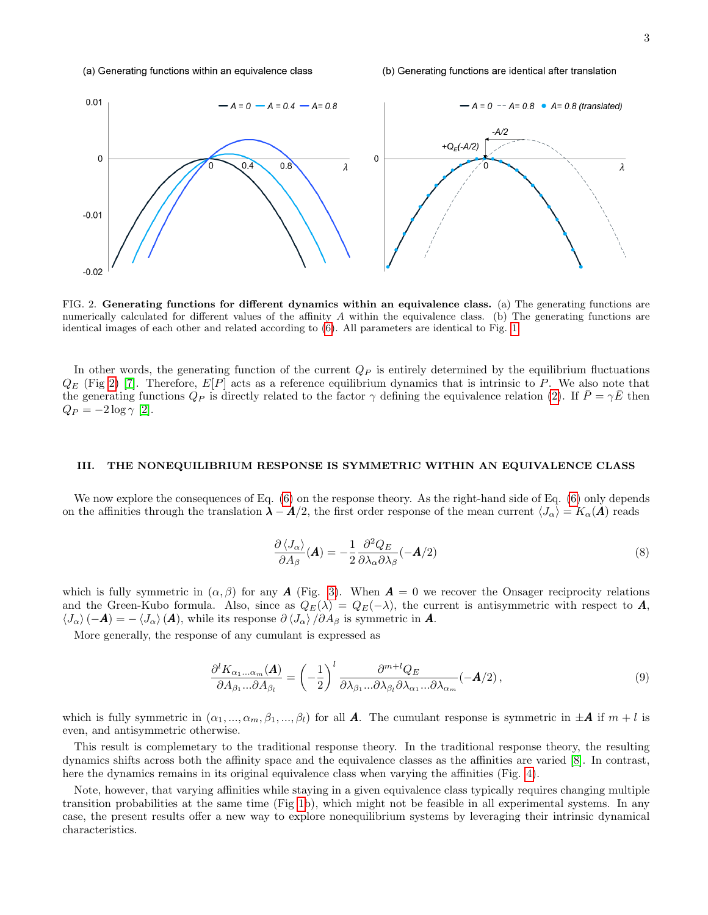FIG. 2. **Generating functions for different dynamics within an equivalence class.** (a) The generating functions are numerically calculated for different values of the affinity $A$ within the equivalence class. (b) The generating functions are identical images of each other and related according to (6). All parameters are identical to Fig. 1.

In other words, the generating function of the current $Q_P$ is entirely determined by the equilibrium fluctuations $Q_E$ (Fig 2) [7]. Therefore, $E[P]$ acts as a reference equilibrium dynamics that is intrinsic to $P$. We also note that the generating functions $Q_P$ is directly related to the factor $\gamma$ defining the equivalence relation (2). If $\bar{P} = \gamma \bar{E}$ then $Q_P = -2 \log \gamma$ [2].

## III. THE NONEQUILIBRIUM RESPONSE IS SYMMETRIC WITHIN AN EQUIVALENCE CLASS

We now explore the consequences of Eq. (6) on the response theory. As the right-hand side of Eq. (6) only depends on the affinities through the translation $\boldsymbol{\lambda} - \boldsymbol{A}/2$, the first order response of the mean current $\langle J_\alpha \rangle = K_\alpha(\boldsymbol{A})$ reads

$$\frac{\partial \langle J_\alpha \rangle}{\partial A_\beta}(\boldsymbol{A}) = -\frac{1}{2}\frac{\partial^2 Q_E}{\partial \lambda_\alpha \partial \lambda_\beta}(-\boldsymbol{A}/2) \tag{8}$$

which is fully symmetric in $(\alpha, \beta)$ for any $\boldsymbol{A}$ (Fig. 3). When $\boldsymbol{A} = 0$ we recover the Onsager reciprocity relations and the Green-Kubo formula. Also, since as $Q_E(\lambda) = Q_E(-\lambda)$, the current is antisymmetric with respect to $\boldsymbol{A}$, $\langle J_\alpha \rangle (-\boldsymbol{A}) = -\langle J_\alpha \rangle (\boldsymbol{A})$, while its response $\partial \langle J_\alpha \rangle / \partial A_\beta$ is symmetric in $\boldsymbol{A}$.

More generally, the response of any cumulant is expressed as

$$\frac{\partial^l K_{\alpha_1 \ldots \alpha_m}(\boldsymbol{A})}{\partial A_{\beta_1} \ldots \partial A_{\beta_l}} = \left(-\frac{1}{2}\right)^l \frac{\partial^{m+l} Q_E}{\partial \lambda_{\beta_1} \ldots \partial \lambda_{\beta_l} \partial \lambda_{\alpha_1} \ldots \partial \lambda_{\alpha_m}}(-\boldsymbol{A}/2)\,, \tag{9}$$

which is fully symmetric in $(\alpha_1, \ldots, \alpha_m, \beta_1, \ldots, \beta_l)$ for all $\boldsymbol{A}$. The cumulant response is symmetric in $\pm \boldsymbol{A}$ if $m + l$ is even, and antisymmetric otherwise.

This result is complemetary to the traditional response theory. In the traditional response theory, the resulting dynamics shifts across both the affinity space and the equivalence classes as the affinities are varied [8]. In contrast, here the dynamics remains in its original equivalence class when varying the affinities (Fig. 4).

Note, however, that varying affinities while staying in a given equivalence class typically requires changing multiple transition probabilities at the same time (Fig 1b), which might not be feasible in all experimental systems. In any case, the present results offer a new way to explore nonequilibrium systems by leveraging their intrinsic dynamical characteristics.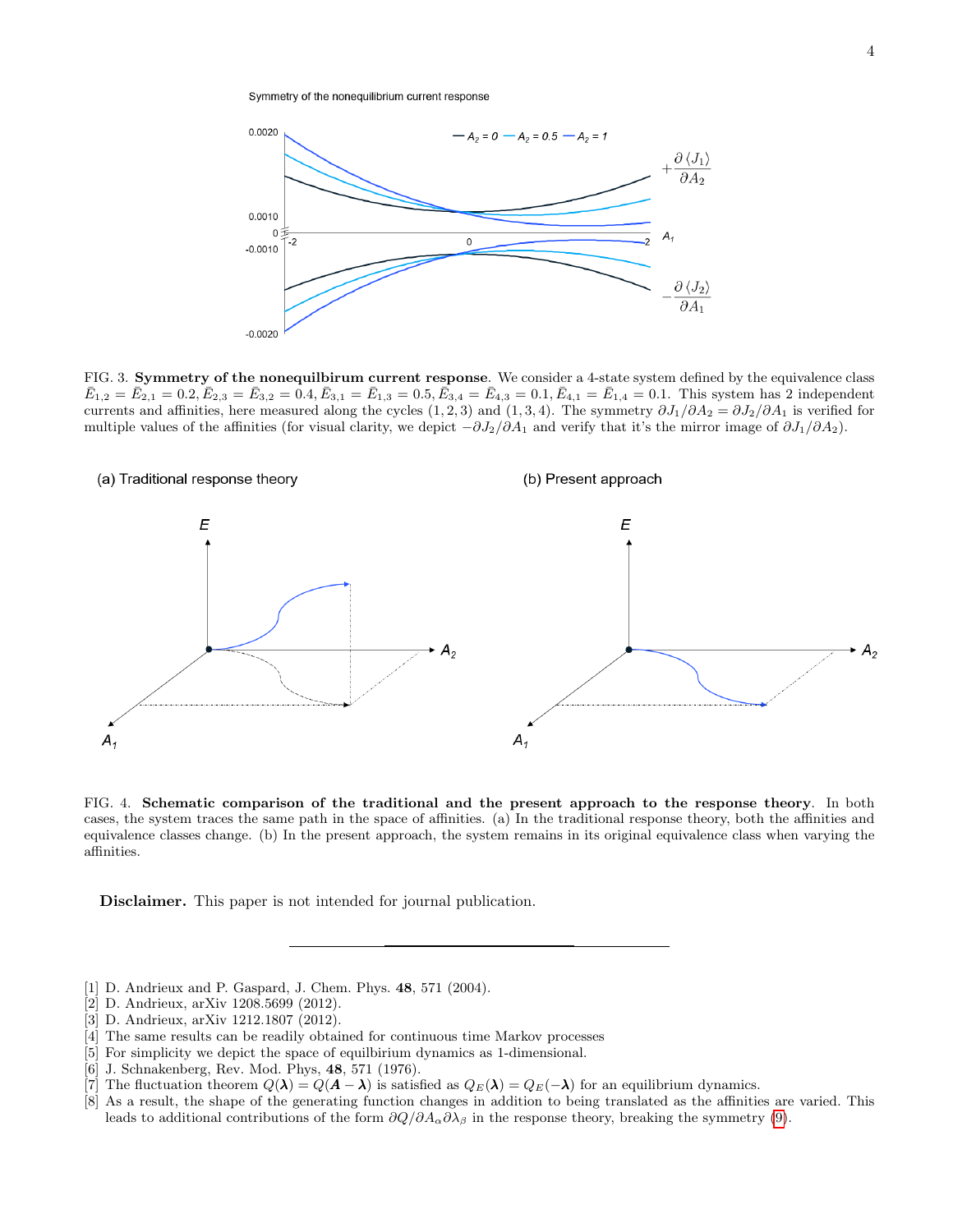Symmetry of the nonequilibrium current response

0.0020

— $A_2 = 0$ — $A_2 = 0.5$ — $A_2 = 1$

$+\dfrac{\partial \langle J_1 \rangle}{\partial A_2}$

0.0010

0

-2

0

2

$A_1$

-0.0010

$-\dfrac{\partial \langle J_2 \rangle}{\partial A_1}$

-0.0020

FIG. 3. **Symmetry of the nonequilbirum current response**. We consider a 4-state system defined by the equivalence class $\bar{E}_{1,2} = \bar{E}_{2,1} = 0.2, \bar{E}_{2,3} = \bar{E}_{3,2} = 0.4, \bar{E}_{3,1} = \bar{E}_{1,3} = 0.5, \bar{E}_{3,4} = \bar{E}_{4,3} = 0.1, \bar{E}_{4,1} = \bar{E}_{1,4} = 0.1$. This system has 2 independent currents and affinities, here measured along the cycles $(1, 2, 3)$ and $(1, 3, 4)$. The symmetry $\partial J_1/\partial A_2 = \partial J_2/\partial A_1$ is verified for multiple values of the affinities (for visual clarity, we depict $-\partial J_2/\partial A_1$ and verify that it's the mirror image of $\partial J_1/\partial A_2$).

(a) Traditional response theory

$E$

$A_2$

$A_1$

(b) Present approach

$E$

$A_2$

$A_1$

FIG. 4. **Schematic comparison of the traditional and the present approach to the response theory**. In both cases, the system traces the same path in the space of affinities. (a) In the traditional response theory, both the affinities and equivalence classes change. (b) In the present approach, the system remains in its original equivalence class when varying the affinities.

**Disclaimer.** This paper is not intended for journal publication.

---

[1] D. Andrieux and P. Gaspard, J. Chem. Phys. **48**, 571 (2004).
[2] D. Andrieux, arXiv 1208.5699 (2012).
[3] D. Andrieux, arXiv 1212.1807 (2012).
[4] The same results can be readily obtained for continuous time Markov processes
[5] For simplicity we depict the space of equilbrium dynamics as 1-dimensional.
[6] J. Schnakenberg, Rev. Mod. Phys, **48**, 571 (1976).
[7] The fluctuation theorem $Q(\boldsymbol{\lambda}) = Q(\boldsymbol{A} - \boldsymbol{\lambda})$ is satisfied as $Q_E(\boldsymbol{\lambda}) = Q_E(-\boldsymbol{\lambda})$ for an equilibrium dynamics.
[8] As a result, the shape of the generating function changes in addition to being translated as the affinities are varied. This leads to additional contributions of the form $\partial Q/\partial A_\alpha \partial \lambda_\beta$ in the response theory, breaking the symmetry (9).